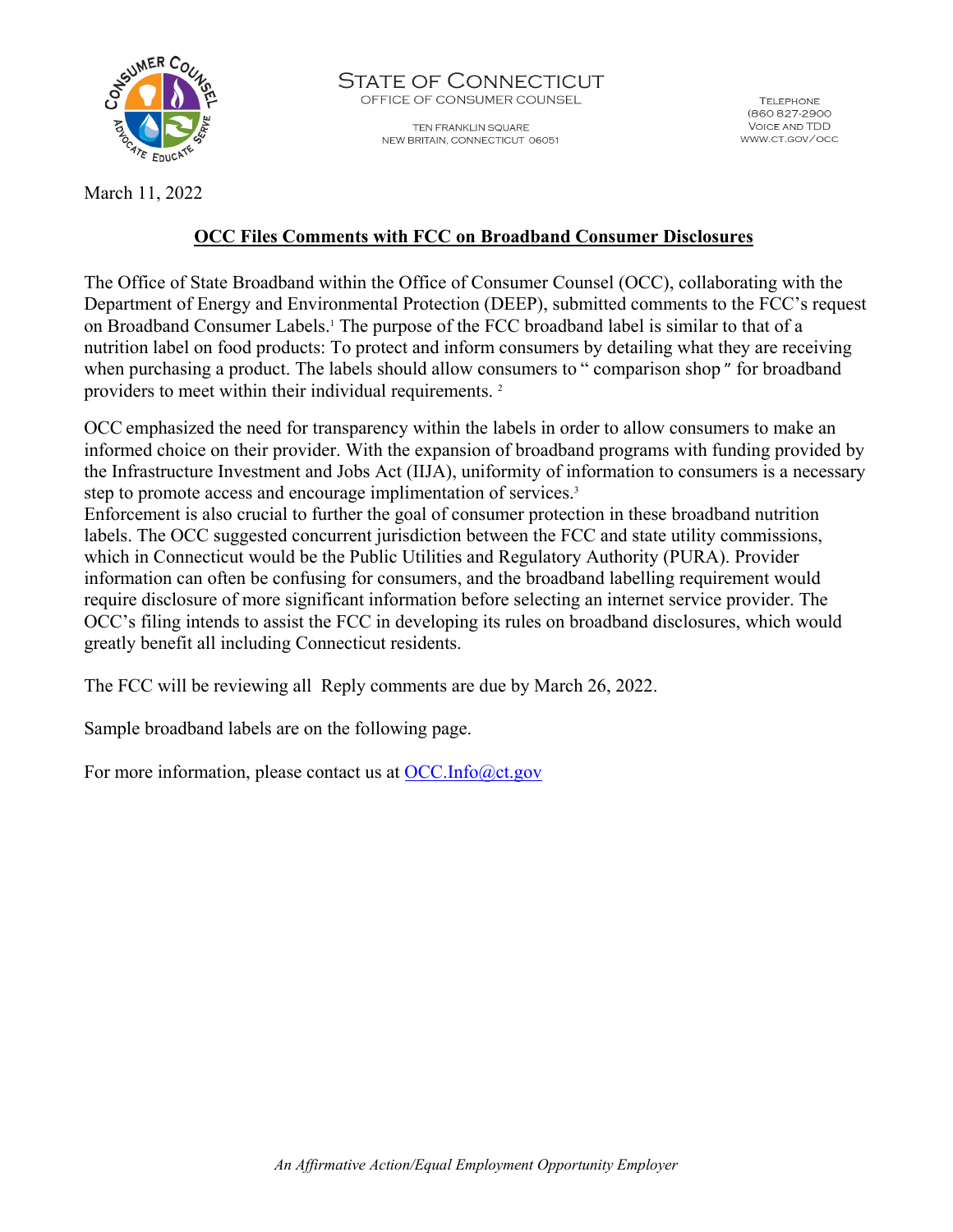STATE OF CONNECTICUT
OFFICE OF CONSUMER COUNSEL

TEN FRANKLIN SQUARE
NEW BRITAIN, CONNECTICUT 06051

TELEPHONE
(860 827-2900
VOICE AND TDD
WWW.CT.GOV/OCC

March 11, 2022

**OCC Files Comments with FCC on Broadband Consumer Disclosures**

The Office of State Broadband within the Office of Consumer Counsel (OCC), collaborating with the Department of Energy and Environmental Protection (DEEP), submitted comments to the FCC's request on Broadband Consumer Labels.[1] The purpose of the FCC broadband label is similar to that of a nutrition label on food products: To protect and inform consumers by detailing what they are receiving when purchasing a product. The labels should allow consumers to " comparison shop" for broadband providers to meet within their individual requirements. [2]

OCC emphasized the need for transparency within the labels in order to allow consumers to make an informed choice on their provider. With the expansion of broadband programs with funding provided by the Infrastructure Investment and Jobs Act (IIJA), uniformity of information to consumers is a necessary step to promote access and encourage implimentation of services.[3]
Enforcement is also crucial to further the goal of consumer protection in these broadband nutrition labels. The OCC suggested concurrent jurisdiction between the FCC and state utility commissions, which in Connecticut would be the Public Utilities and Regulatory Authority (PURA). Provider information can often be confusing for consumers, and the broadband labelling requirement would require disclosure of more significant information before selecting an internet service provider. The OCC's filing intends to assist the FCC in developing its rules on broadband disclosures, which would greatly benefit all including Connecticut residents.

The FCC will be reviewing all  Reply comments are due by March 26, 2022.

Sample broadband labels are on the following page.

For more information, please contact us at OCC.Info@ct.gov

*An Affirmative Action/Equal Employment Opportunity Employer*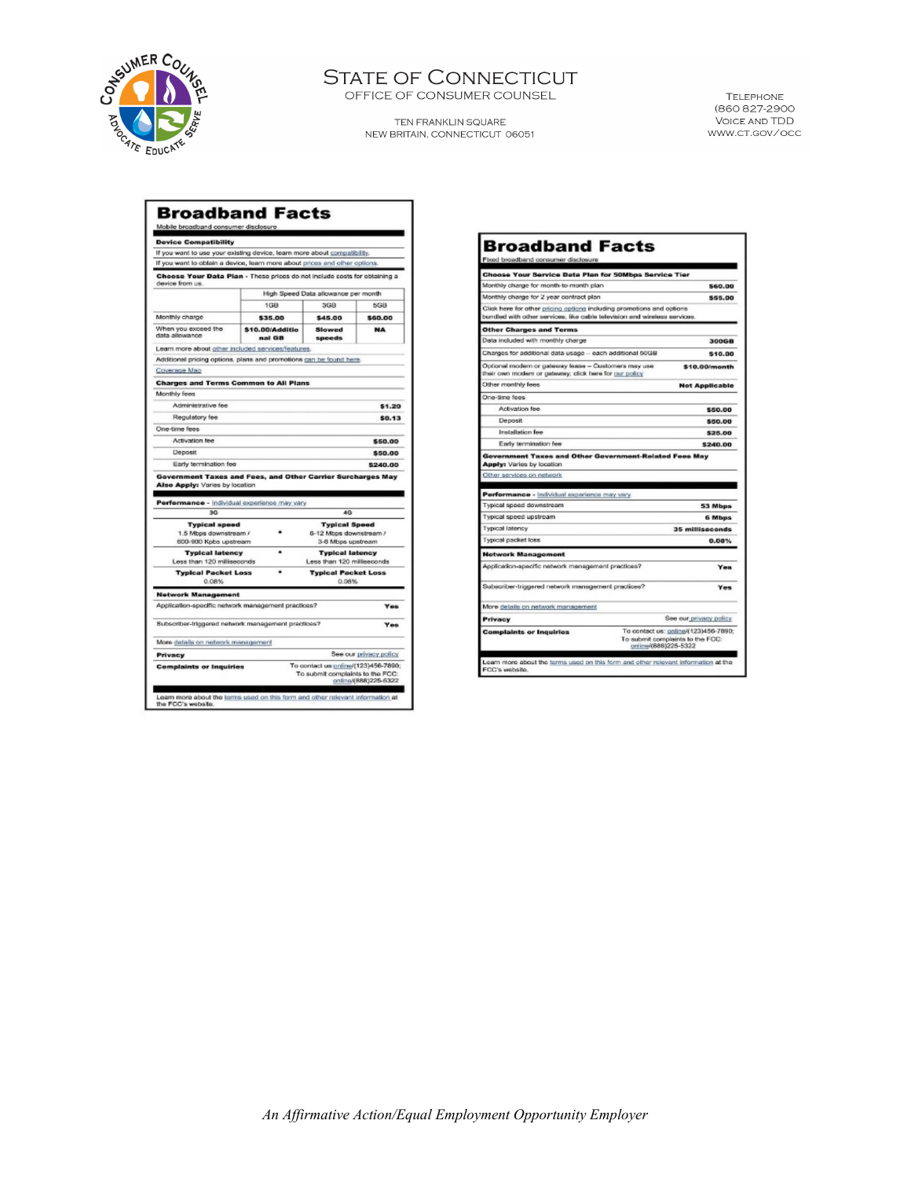# State of Connecticut

OFFICE OF CONSUMER COUNSEL

TEN FRANKLIN SQUARE
NEW BRITAIN, CONNECTICUT 06051

TELEPHONE
(860 827-2900
VOICE AND TDD
WWW.CT.GOV/OCC

## Broadband Facts

Mobile broadband consumer disclosure

**Device Compatibility**

If you want to use your existing device, learn more about compatibility.

If you want to obtain a device, learn more about prices and other options.

**Choose Your Data Plan** - These prices do not include costs for obtaining a device from us.

| | High Speed Data allowance per month | | |
|---|---|---|---|
| | 1GB | 3GB | 5GB |
| Monthly charge | **$35.00** | **$45.00** | **$60.00** |
| When you exceed the data allowance | **$10.00/Additional GB** | **Slowed speeds** | **NA** |

Learn more about other included services/features.

Additional pricing options, plans and promotions can be found here.

Coverage Map

**Charges and Terms Common to All Plans**

| | |
|---|---|
| Monthly fees | |
| Administrative fee | **$1.20** |
| Regulatory fee | **$0.13** |
| One-time fees | |
| Activation fee | **$50.00** |
| Deposit | **$50.00** |
| Early termination fee | **$240.00** |

**Government Taxes and Fees, and Other Carrier Surcharges May Also Apply:** Varies by location

**Performance** - individual experience may vary

| 3G | 4G |
|---|---|
| **Typical speed** 1.5 Mbps downstream / 600-900 Kpbs upstream | **Typical Speed** 6-12 Mbps downstream / 3-6 Mbps upstream |
| **Typical latency** Less than 120 milliseconds | **Typical latency** Less than 120 milliseconds |
| **Typical Packet Loss** 0.08% | **Typical Packet Loss** 0.08% |

**Network Management**

| | |
|---|---|
| Application-specific network management practices? | **Yes** |
| Subscriber-triggered network management practices? | **Yes** |

More details on network management

**Privacy** — See our privacy policy

**Complaints or Inquiries** — To contact us: online/(123)456-7890; To submit complaints to the FCC: online/(888)225-5322

Learn more about the terms used on this form and other relevant information at the FCC's website.

## Broadband Facts

Fixed broadband consumer disclosure

**Choose Your Service Data Plan for 50Mbps Service Tier**

| | |
|---|---|
| Monthly charge for month-to-month plan | **$60.00** |
| Monthly charge for 2 year contract plan | **$55.00** |

Click here for other pricing options including promotions and options bundled with other services, like cable television and wireless services.

**Other Charges and Terms**

| | |
|---|---|
| Data included with monthly charge | **300GB** |
| Charges for additional data usage – each additional 50GB | **$10.00** |
| Optional modem or gateway lease – Customers may use their own modem or gateway; click here for our policy | **$10.00/month** |
| Other monthly fees | **Not Applicable** |
| One-time fees | |
| Activation fee | **$50.00** |
| Deposit | **$50.00** |
| Installation fee | **$25.00** |
| Early termination fee | **$240.00** |

**Government Taxes and Other Government-Related Fees May Apply:** Varies by location

Other services on network

**Performance** - individual experience may vary

| | |
|---|---|
| Typical speed downstream | **53 Mbps** |
| Typical speed upstream | **6 Mbps** |
| Typical latency | **35 milliseconds** |
| Typical packet loss | **0.08%** |

**Network Management**

| | |
|---|---|
| Application-specific network management practices? | **Yes** |
| Subscriber-triggered network management practices? | **Yes** |

More details on network management

**Privacy** — See our privacy policy

**Complaints or Inquiries** — To contact us: online/(123)456-7890; To submit complaints to the FCC: online/(888)225-5322

Learn more about the terms used on this form and other relevant information at the FCC's website.

*An Affirmative Action/Equal Employment Opportunity Employer*